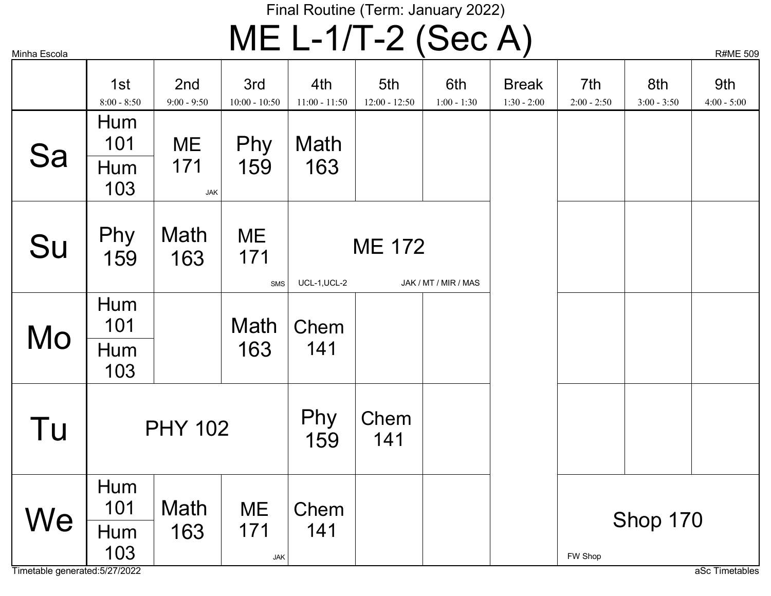Final Routine (Term: January 2022)

# ME L-1/T-2 (Sec A)

Minha Escola

R#ME 509

| | 1st 8:00 - 8:50 | 2nd 9:00 - 9:50 | 3rd 10:00 - 10:50 | 4th 11:00 - 11:50 | 5th 12:00 - 12:50 | 6th 1:00 - 1:30 | Break 1:30 - 2:00 | 7th 2:00 - 2:50 | 8th 3:00 - 3:50 | 9th 4:00 - 5:00 |
|---|---|---|---|---|---|---|---|---|---|---|
| Sa | Hum 101 / Hum 103 | ME 171 JAK | Phy 159 | Math 163 | | | | | | |
| Su | Phy 159 | Math 163 | ME 171 SMS | ME 172 UCL-1,UCL-2 JAK / MT / MIR / MAS | | | | | | |
| Mo | Hum 101 / Hum 103 | | Math 163 | Chem 141 | | | | | | |
| Tu | PHY 102 | | | Phy 159 | Chem 141 | | | | | |
| We | Hum 101 / Hum 103 | Math 163 | ME 171 JAK | Chem 141 | | | | Shop 170 FW Shop | | |

Timetable generated:5/27/2022

aSc Timetables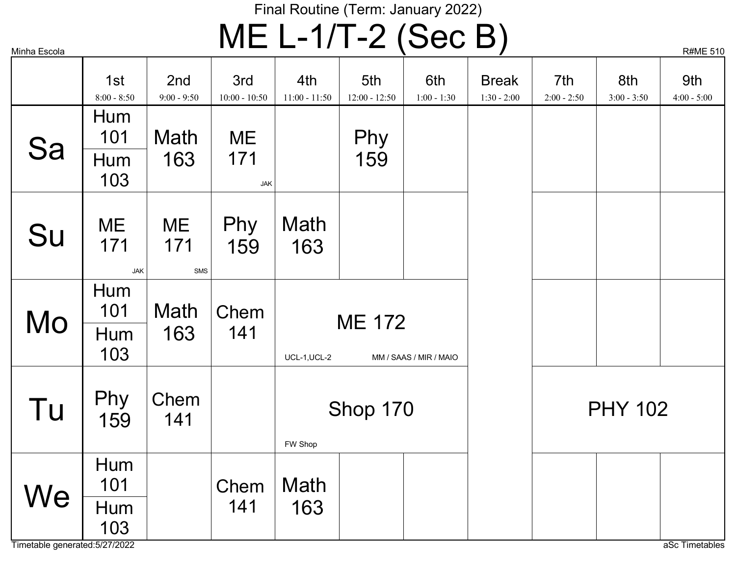Final Routine (Term: January 2022)

# ME L-1/T-2 (Sec B)

Minha Escola

R#ME 510

| | 1st 8:00 - 8:50 | 2nd 9:00 - 9:50 | 3rd 10:00 - 10:50 | 4th 11:00 - 11:50 | 5th 12:00 - 12:50 | 6th 1:00 - 1:30 | Break 1:30 - 2:00 | 7th 2:00 - 2:50 | 8th 3:00 - 3:50 | 9th 4:00 - 5:00 |
|---|---|---|---|---|---|---|---|---|---|---|
| Sa | Hum 101 / Hum 103 | Math 163 | ME 171 JAK | | Phy 159 | | | | | |
| Su | ME 171 JAK | ME 171 SMS | Phy 159 | Math 163 | | | | | | |
| Mo | Hum 101 / Hum 103 | Math 163 | Chem 141 | ME 172 UCL-1,UCL-2 MM / SAAS / MIR / MAIO | | | | | | |
| Tu | Phy 159 | Chem 141 | | Shop 170 FW Shop | | | | PHY 102 | | |
| We | Hum 101 / Hum 103 | | Chem 141 | Math 163 | | | | | | |

Timetable generated:5/27/2022

aSc Timetables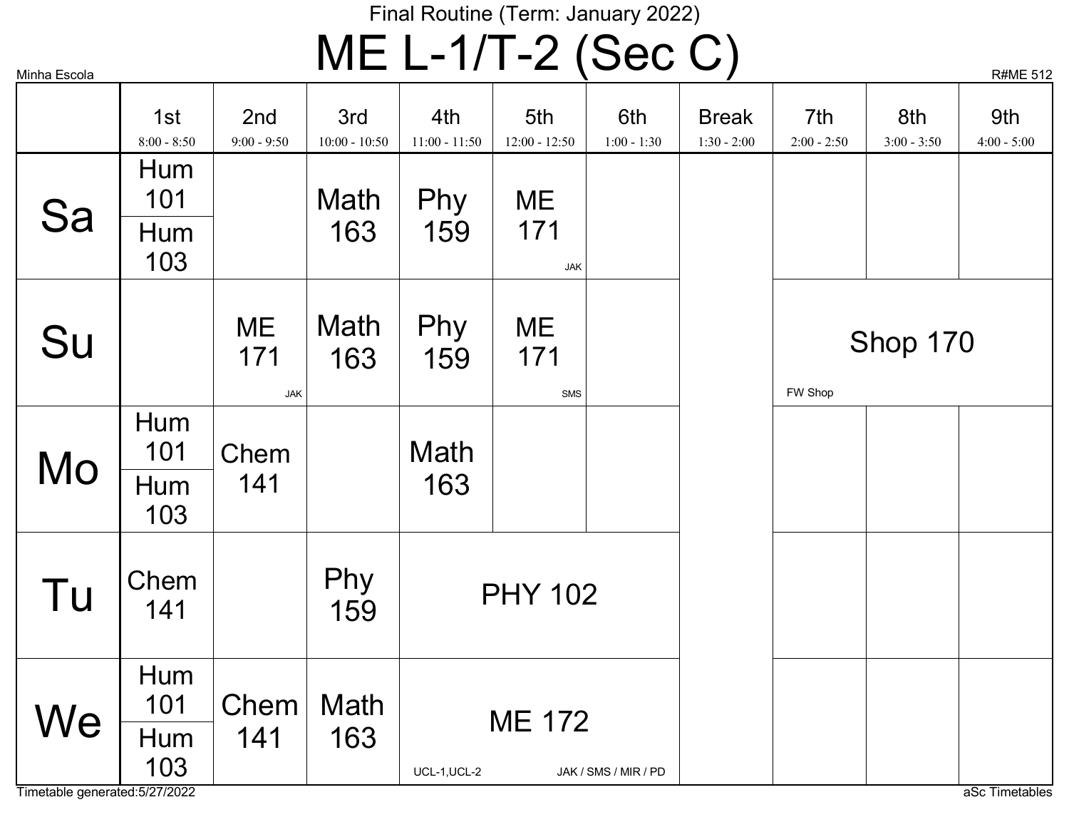Final Routine (Term: January 2022)

# ME L-1/T-2 (Sec C)

Minha Escola

R#ME 512

| | 1st<br>8:00 - 8:50 | 2nd<br>9:00 - 9:50 | 3rd<br>10:00 - 10:50 | 4th<br>11:00 - 11:50 | 5th<br>12:00 - 12:50 | 6th<br>1:00 - 1:30 | Break<br>1:30 - 2:00 | 7th<br>2:00 - 2:50 | 8th<br>3:00 - 3:50 | 9th<br>4:00 - 5:00 |
|---|---|---|---|---|---|---|---|---|---|---|
| Sa | Hum 101 / Hum 103 | | Math 163 | Phy 159 | ME 171 (JAK) | | | | | |
| Su | | ME 171 (JAK) | Math 163 | Phy 159 | ME 171 (SMS) | | | Shop 170 (FW Shop) | | |
| Mo | Hum 101 / Hum 103 | Chem 141 | | Math 163 | | | | | | |
| Tu | Chem 141 | | Phy 159 | PHY 102 | | | | | | |
| We | Hum 101 / Hum 103 | Chem 141 | Math 163 | ME 172 (UCL-1,UCL-2; JAK / SMS / MIR / PD) | | | | | | |

Timetable generated:5/27/2022

aSc Timetables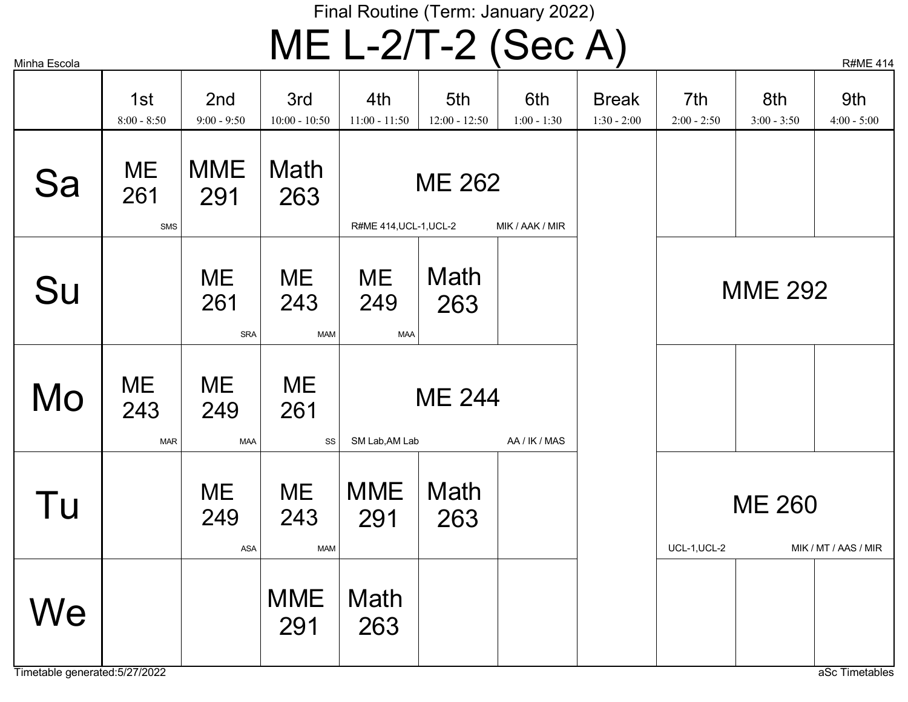Final Routine (Term: January 2022)

# ME L-2/T-2 (Sec A)

Minha Escola | R#ME 414

| | 1st 8:00 - 8:50 | 2nd 9:00 - 9:50 | 3rd 10:00 - 10:50 | 4th 11:00 - 11:50 | 5th 12:00 - 12:50 | 6th 1:00 - 1:30 | Break 1:30 - 2:00 | 7th 2:00 - 2:50 | 8th 3:00 - 3:50 | 9th 4:00 - 5:00 |
|---|---|---|---|---|---|---|---|---|---|---|
| Sa | ME 261 SMS | MME 291 | Math 263 | ME 262 R#ME 414,UCL-1,UCL-2 MIK / AAK / MIR | | | | | | |
| Su | | ME 261 SRA | ME 243 MAM | ME 249 MAA | Math 263 | | | MME 292 | | |
| Mo | ME 243 MAR | ME 249 MAA | ME 261 SS | ME 244 SM Lab,AM Lab AA / IK / MAS | | | | | | |
| Tu | | ME 249 ASA | ME 243 MAM | MME 291 | Math 263 | | | ME 260 UCL-1,UCL-2 MIK / MT / AAS / MIR | | |
| We | | | MME 291 | Math 263 | | | | | | |

Timetable generated:5/27/2022 | aSc Timetables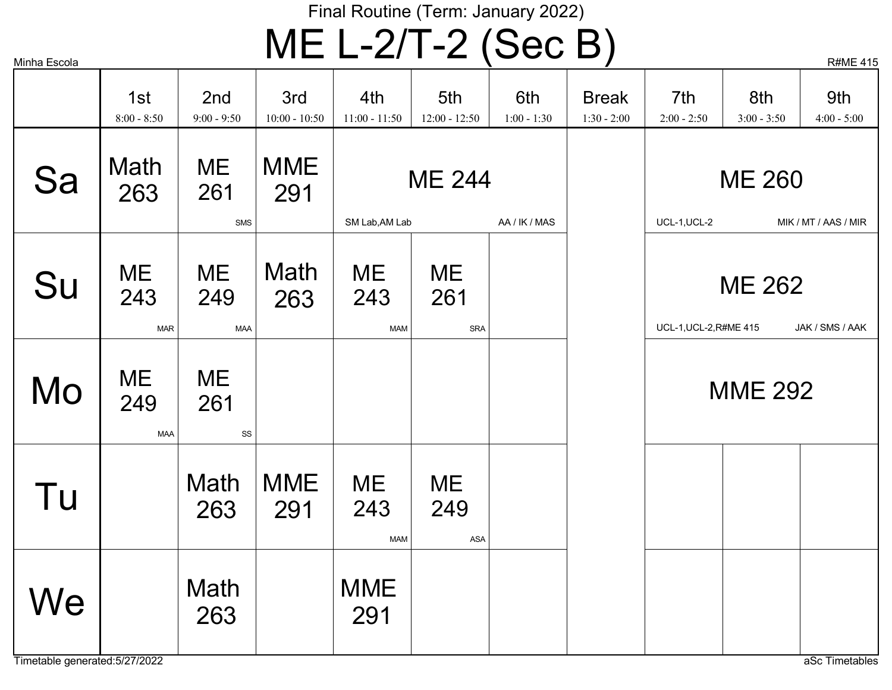Final Routine (Term: January 2022)

# ME L-2/T-2 (Sec B)

Minha Escola

R#ME 415

| | 1st 8:00 - 8:50 | 2nd 9:00 - 9:50 | 3rd 10:00 - 10:50 | 4th 11:00 - 11:50 | 5th 12:00 - 12:50 | 6th 1:00 - 1:30 | Break 1:30 - 2:00 | 7th 2:00 - 2:50 | 8th 3:00 - 3:50 | 9th 4:00 - 5:00 |
|---|---|---|---|---|---|---|---|---|---|---|
| Sa | Math 263 | ME 261 SMS | MME 291 | ME 244 SM Lab,AM Lab AA / IK / MAS | | | | ME 260 UCL-1,UCL-2 MIK / MT / AAS / MIR | | |
| Su | ME 243 MAR | ME 249 MAA | Math 263 | ME 243 MAM | ME 261 SRA | | | ME 262 UCL-1,UCL-2,R#ME 415 JAK / SMS / AAK | | |
| Mo | ME 249 MAA | ME 261 SS | | | | | | MME 292 | | |
| Tu | | Math 263 | MME 291 | ME 243 MAM | ME 249 ASA | | | | | |
| We | | Math 263 | | MME 291 | | | | | | |

Timetable generated:5/27/2022

aSc Timetables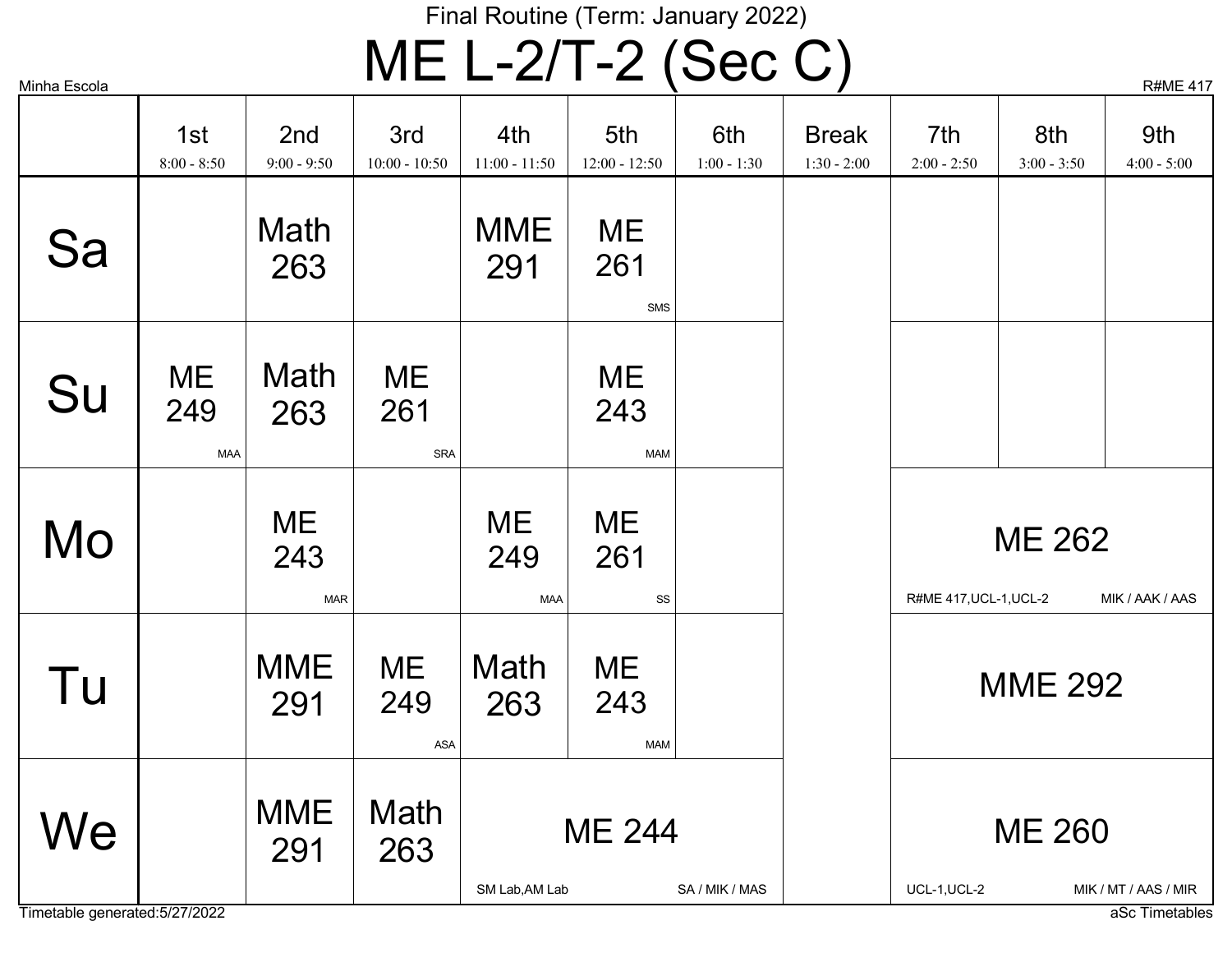Final Routine (Term: January 2022)

# ME L-2/T-2 (Sec C)

Minha Escola

R#ME 417

| | 1st 8:00 - 8:50 | 2nd 9:00 - 9:50 | 3rd 10:00 - 10:50 | 4th 11:00 - 11:50 | 5th 12:00 - 12:50 | 6th 1:00 - 1:30 | Break 1:30 - 2:00 | 7th 2:00 - 2:50 | 8th 3:00 - 3:50 | 9th 4:00 - 5:00 |
|---|---|---|---|---|---|---|---|---|---|---|
| Sa | | Math 263 | | MME 291 | ME 261 SMS | | | | | |
| Su | ME 249 MAA | Math 263 | ME 261 SRA | | ME 243 MAM | | | | | |
| Mo | | ME 243 MAR | | ME 249 MAA | ME 261 SS | | | ME 262 R#ME 417,UCL-1,UCL-2 MIK / AAK / AAS | | |
| Tu | | MME 291 | ME 249 ASA | Math 263 | ME 243 MAM | | | MME 292 | | |
| We | | MME 291 | Math 263 | ME 244 SM Lab,AM Lab SA / MIK / MAS | | | | ME 260 UCL-1,UCL-2 MIK / MT / AAS / MIR | | |

Timetable generated:5/27/2022

aSc Timetables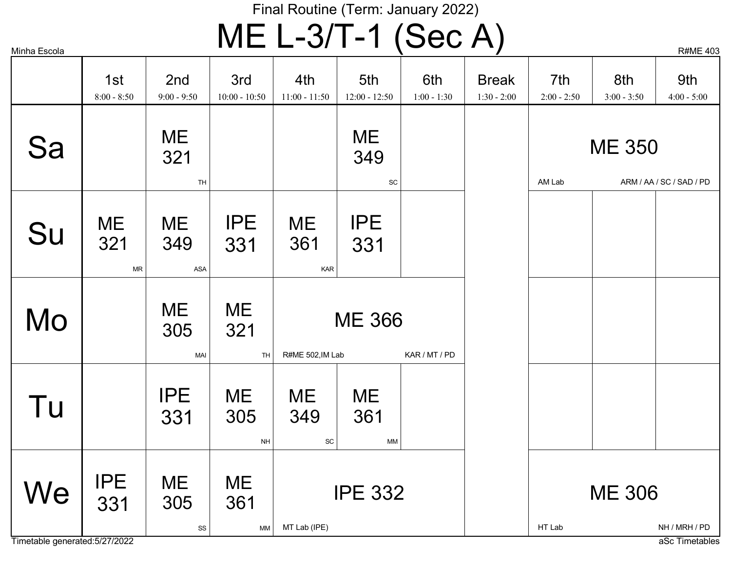Final Routine (Term: January 2022)

# ME L-3/T-1 (Sec A)

Minha Escola R#ME 403

| | 1st 8:00 - 8:50 | 2nd 9:00 - 9:50 | 3rd 10:00 - 10:50 | 4th 11:00 - 11:50 | 5th 12:00 - 12:50 | 6th 1:00 - 1:30 | Break 1:30 - 2:00 | 7th 2:00 - 2:50 | 8th 3:00 - 3:50 | 9th 4:00 - 5:00 |
|---|---|---|---|---|---|---|---|---|---|---|
| Sa | | ME 321 TH | | | ME 349 SC | | | ME 350 AM Lab ARM / AA / SC / SAD / PD | | |
| Su | ME 321 MR | ME 349 ASA | IPE 331 | ME 361 KAR | IPE 331 | | | | | |
| Mo | | ME 305 MAI | ME 321 TH | ME 366 R#ME 502,IM Lab KAR / MT / PD | | | | | | |
| Tu | | IPE 331 | ME 305 NH | ME 349 SC | ME 361 MM | | | | | |
| We | IPE 331 | ME 305 SS | ME 361 MM | IPE 332 MT Lab (IPE) | | | | ME 306 HT Lab NH / MRH / PD | | |

Timetable generated:5/27/2022 aSc Timetables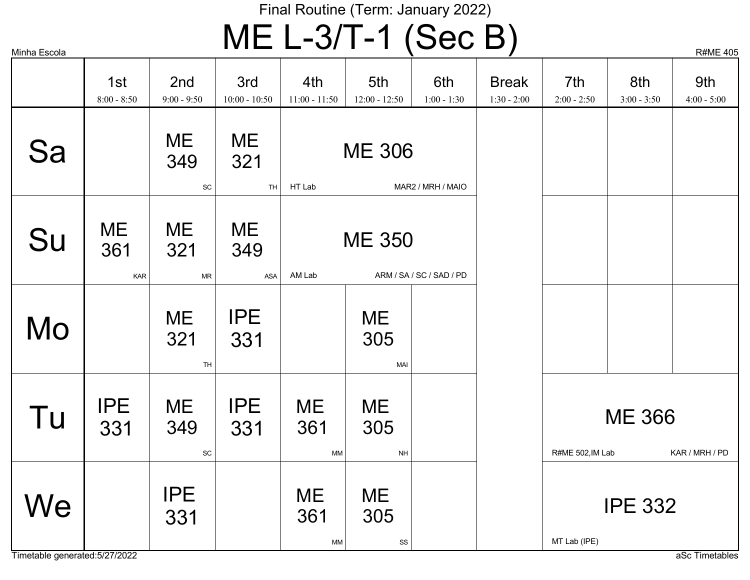Final Routine (Term: January 2022)

# ME L-3/T-1 (Sec B)

Minha Escola

R#ME 405

| | 1st<br>8:00 - 8:50 | 2nd<br>9:00 - 9:50 | 3rd<br>10:00 - 10:50 | 4th<br>11:00 - 11:50 | 5th<br>12:00 - 12:50 | 6th<br>1:00 - 1:30 | Break<br>1:30 - 2:00 | 7th<br>2:00 - 2:50 | 8th<br>3:00 - 3:50 | 9th<br>4:00 - 5:00 |
|---|---|---|---|---|---|---|---|---|---|---|
| **Sa** | | ME 349 SC | ME 321 TH | ME 306 HT Lab MAR2 / MRH / MAIO | | | | | | |
| **Su** | ME 361 KAR | ME 321 MR | ME 349 ASA | ME 350 AM Lab ARM / SA / SC / SAD / PD | | | | | | |
| **Mo** | | ME 321 TH | IPE 331 | | ME 305 MAI | | | | | |
| **Tu** | IPE 331 | ME 349 SC | IPE 331 | ME 361 MM | ME 305 NH | | | ME 366 R#ME 502,IM Lab KAR / MRH / PD | | |
| **We** | | IPE 331 | | ME 361 MM | ME 305 SS | | | IPE 332 MT Lab (IPE) | | |

Timetable generated:5/27/2022

aSc Timetables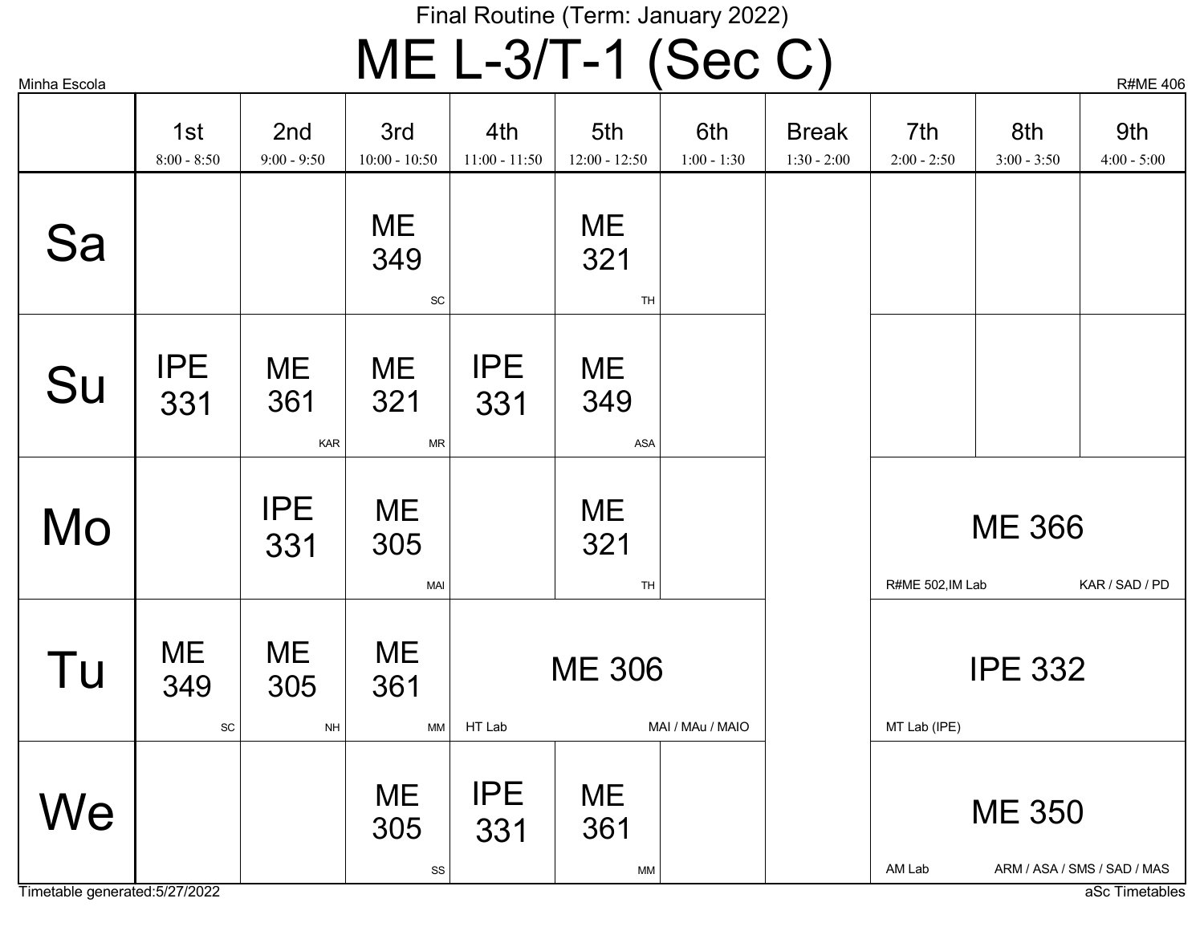Final Routine (Term: January 2022)

# ME L-3/T-1 (Sec C)

Minha Escola | R#ME 406

| | 1st 8:00 - 8:50 | 2nd 9:00 - 9:50 | 3rd 10:00 - 10:50 | 4th 11:00 - 11:50 | 5th 12:00 - 12:50 | 6th 1:00 - 1:30 | Break 1:30 - 2:00 | 7th 2:00 - 2:50 | 8th 3:00 - 3:50 | 9th 4:00 - 5:00 |
|---|---|---|---|---|---|---|---|---|---|---|
| Sa | | | ME 349 SC | | ME 321 TH | | | | | |
| Su | IPE 331 | ME 361 KAR | ME 321 MR | IPE 331 | ME 349 ASA | | | | | |
| Mo | | IPE 331 | ME 305 MAI | | ME 321 TH | | | ME 366 R#ME 502,IM Lab KAR / SAD / PD | | |
| Tu | ME 349 SC | ME 305 NH | ME 361 MM | ME 306 HT Lab MAI / MAu / MAIO | | | | IPE 332 MT Lab (IPE) | | |
| We | | | ME 305 SS | IPE 331 | ME 361 MM | | | ME 350 AM Lab ARM / ASA / SMS / SAD / MAS | | |

Timetable generated:5/27/2022 | aSc Timetables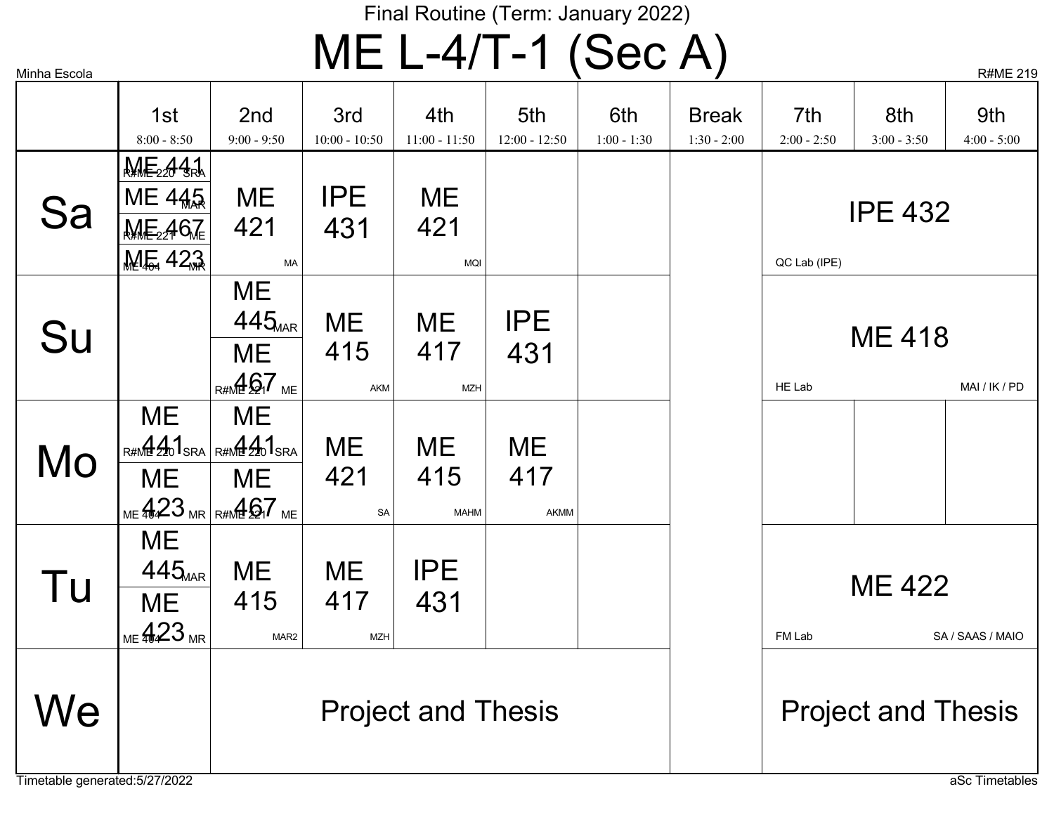Final Routine (Term: January 2022)

# ME L-4/T-1 (Sec A)

Minha Escola

R#ME 219

| | 1st 8:00 - 8:50 | 2nd 9:00 - 9:50 | 3rd 10:00 - 10:50 | 4th 11:00 - 11:50 | 5th 12:00 - 12:50 | 6th 1:00 - 1:30 | Break 1:30 - 2:00 | 7th 2:00 - 2:50 | 8th 3:00 - 3:50 | 9th 4:00 - 5:00 |
|---|---|---|---|---|---|---|---|---|---|---|
| Sa | ME 441 R#ME 220 SRA / ME 445 MAR / ME 467 R#ME 221 ME / ME 423 ME 404 MR | ME 421 MA | IPE 431 | ME 421 MQI | | | | IPE 432 QC Lab (IPE) | | |
| Su | | ME 445 MAR / ME 467 R#ME 221 ME | ME 415 AKM | ME 417 MZH | IPE 431 | | | ME 418 HE Lab MAI / IK / PD | | |
| Mo | ME 441 R#ME 220 SRA / ME 423 ME 404 MR | ME 441 R#ME 220 SRA / ME 467 R#ME 221 ME | ME 421 SA | ME 415 MAHM | ME 417 AKMM | | | | | |
| Tu | ME 445 MAR / ME 423 ME 404 MR | ME 415 MAR2 | ME 417 MZH | IPE 431 | | | | ME 422 FM Lab SA / SAAS / MAIO | | |
| We | | Project and Thesis | | | | | | Project and Thesis | | |

Timetable generated:5/27/2022

aSc Timetables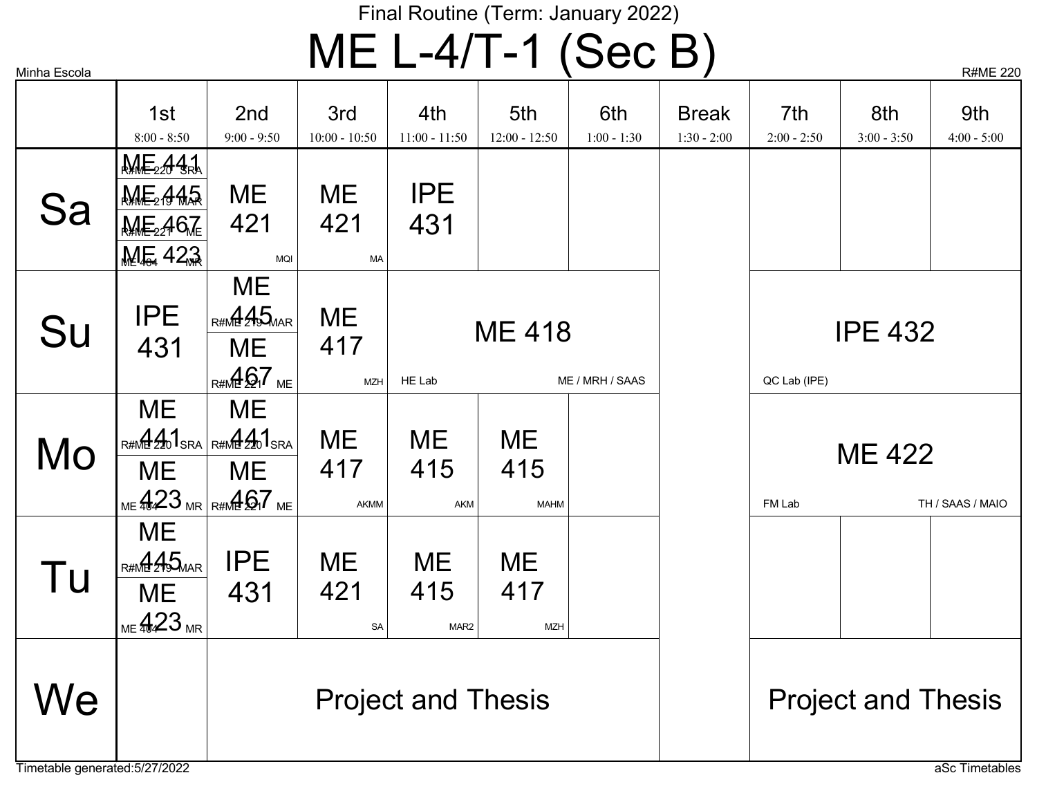Final Routine (Term: January 2022)

# ME L-4/T-1 (Sec B)

Minha Escola

R#ME 220

| | 1st 8:00 - 8:50 | 2nd 9:00 - 9:50 | 3rd 10:00 - 10:50 | 4th 11:00 - 11:50 | 5th 12:00 - 12:50 | 6th 1:00 - 1:30 | Break 1:30 - 2:00 | 7th 2:00 - 2:50 | 8th 3:00 - 3:50 | 9th 4:00 - 5:00 |
|---|---|---|---|---|---|---|---|---|---|---|
| Sa | ME 441 R#ME 220 SRA / ME 445 R#ME 219 MAR / ME 467 R#ME 221 ME / ME 423 ME 404 MR | ME 421 MQI | ME 421 MA | IPE 431 | | | | | | |
| Su | IPE 431 | ME 445 R#ME 219 MAR / ME 467 R#ME 221 ME | ME 417 MZH | ME 418 HE Lab ME / MRH / SAAS | | | | IPE 432 QC Lab (IPE) | | |
| Mo | ME 441 R#ME 220 SRA / ME 423 ME 404 MR | ME 441 R#ME 220 SRA / ME 467 R#ME 221 ME | ME 417 AKMM | ME 415 AKM | ME 415 MAHM | | | ME 422 FM Lab TH / SAAS / MAIO | | |
| Tu | ME 445 R#ME 219 MAR / ME 423 ME 404 MR | IPE 431 | ME 421 SA | ME 415 MAR2 | ME 417 MZH | | | | | |
| We | | Project and Thesis | | | | | | Project and Thesis | | |

Timetable generated:5/27/2022

aSc Timetables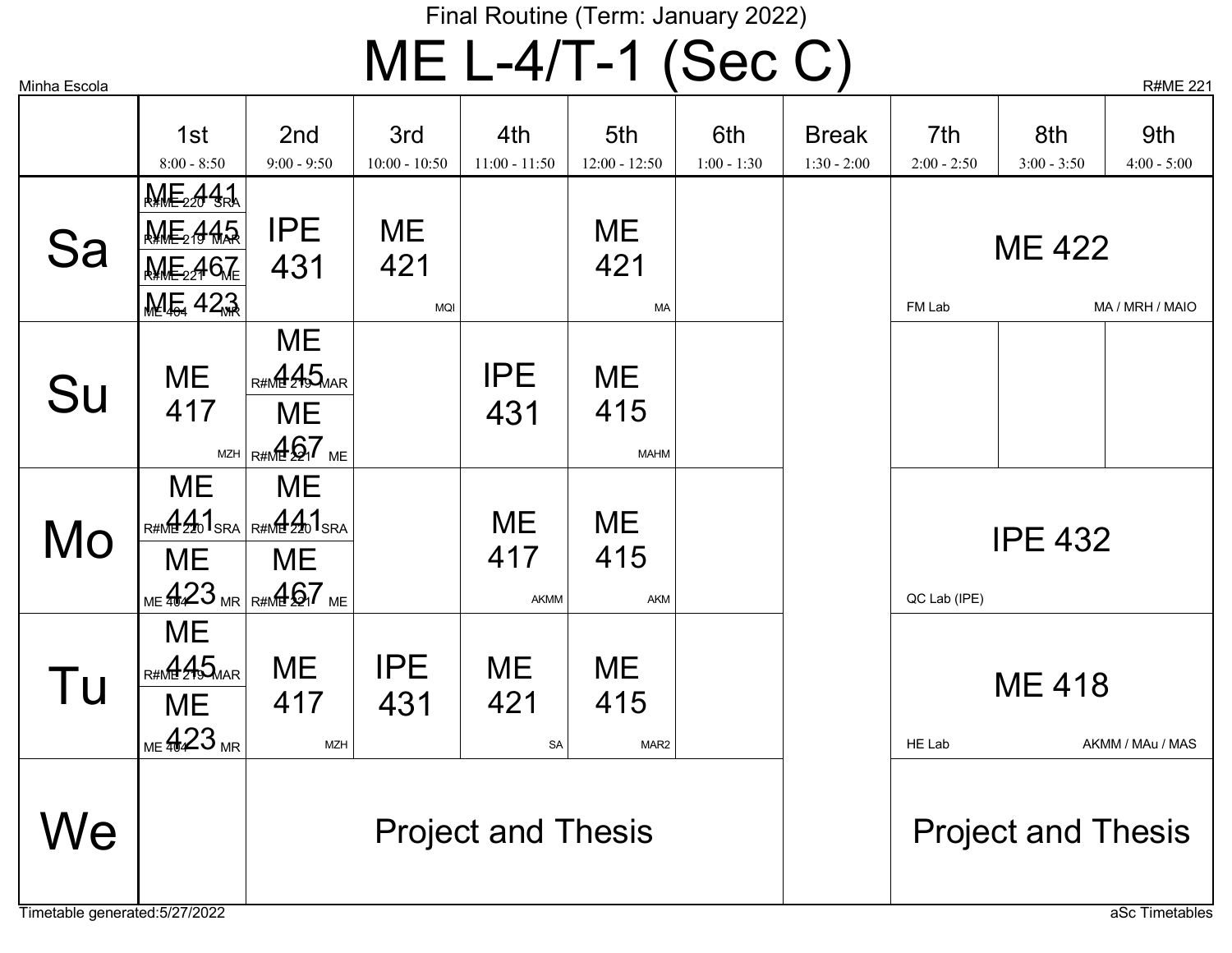Final Routine (Term: January 2022)

# ME L-4/T-1 (Sec C)

Minha Escola

R#ME 221

| | 1st<br>8:00 - 8:50 | 2nd<br>9:00 - 9:50 | 3rd<br>10:00 - 10:50 | 4th<br>11:00 - 11:50 | 5th<br>12:00 - 12:50 | 6th<br>1:00 - 1:30 | Break<br>1:30 - 2:00 | 7th<br>2:00 - 2:50 | 8th<br>3:00 - 3:50 | 9th<br>4:00 - 5:00 |
|---|---|---|---|---|---|---|---|---|---|---|
| Sa | ME 441 R#ME 220 SRA<br>ME 445 R#ME 219 MAR<br>ME 467 R#ME 221 ME<br>ME 423 ME 404 MR | IPE 431 | ME 421 MQI | | ME 421 MA | | | ME 422 FM Lab MA / MRH / MAIO | | |
| Su | ME 417 MZH | ME 445 R#ME 219 MAR<br>ME 467 R#ME 221 ME | | IPE 431 | ME 415 MAHM | | | | | |
| Mo | ME 441 R#ME 220 SRA<br>ME 423 ME 404 MR | ME 441 R#ME 220 SRA<br>ME 467 R#ME 221 ME | | ME 417 AKMM | ME 415 AKM | | | IPE 432 QC Lab (IPE) | | |
| Tu | ME 445 R#ME 219 MAR<br>ME 423 ME 404 MR | ME 417 MZH | IPE 431 | ME 421 SA | ME 415 MAR2 | | | ME 418 HE Lab AKMM / MAu / MAS | | |
| We | | Project and Thesis | | | | | | Project and Thesis | | |

Timetable generated:5/27/2022

aSc Timetables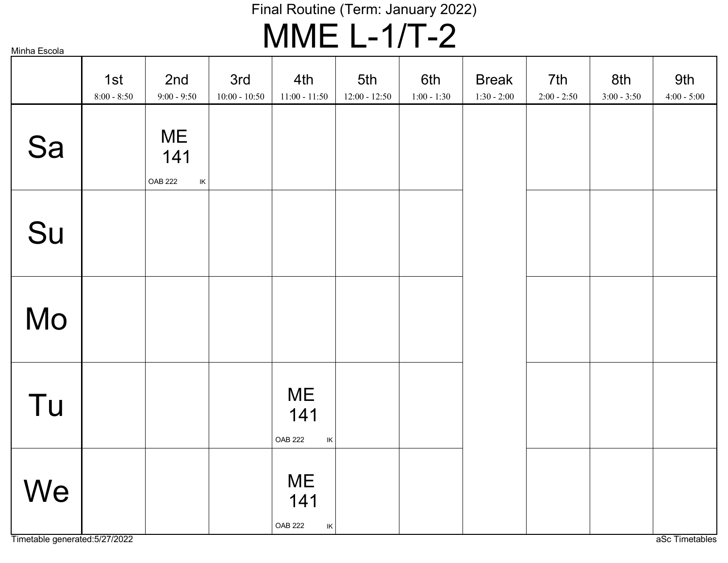Final Routine (Term: January 2022)

# MME L-1/T-2

Minha Escola

| | 1st 8:00 - 8:50 | 2nd 9:00 - 9:50 | 3rd 10:00 - 10:50 | 4th 11:00 - 11:50 | 5th 12:00 - 12:50 | 6th 1:00 - 1:30 | Break 1:30 - 2:00 | 7th 2:00 - 2:50 | 8th 3:00 - 3:50 | 9th 4:00 - 5:00 |
|---|---|---|---|---|---|---|---|---|---|---|
| Sa | | ME 141 OAB 222 IK | | | | | | | | |
| Su | | | | | | | | | | |
| Mo | | | | | | | | | | |
| Tu | | | | ME 141 OAB 222 IK | | | | | | |
| We | | | | ME 141 OAB 222 IK | | | | | | |

Timetable generated:5/27/2022

aSc Timetables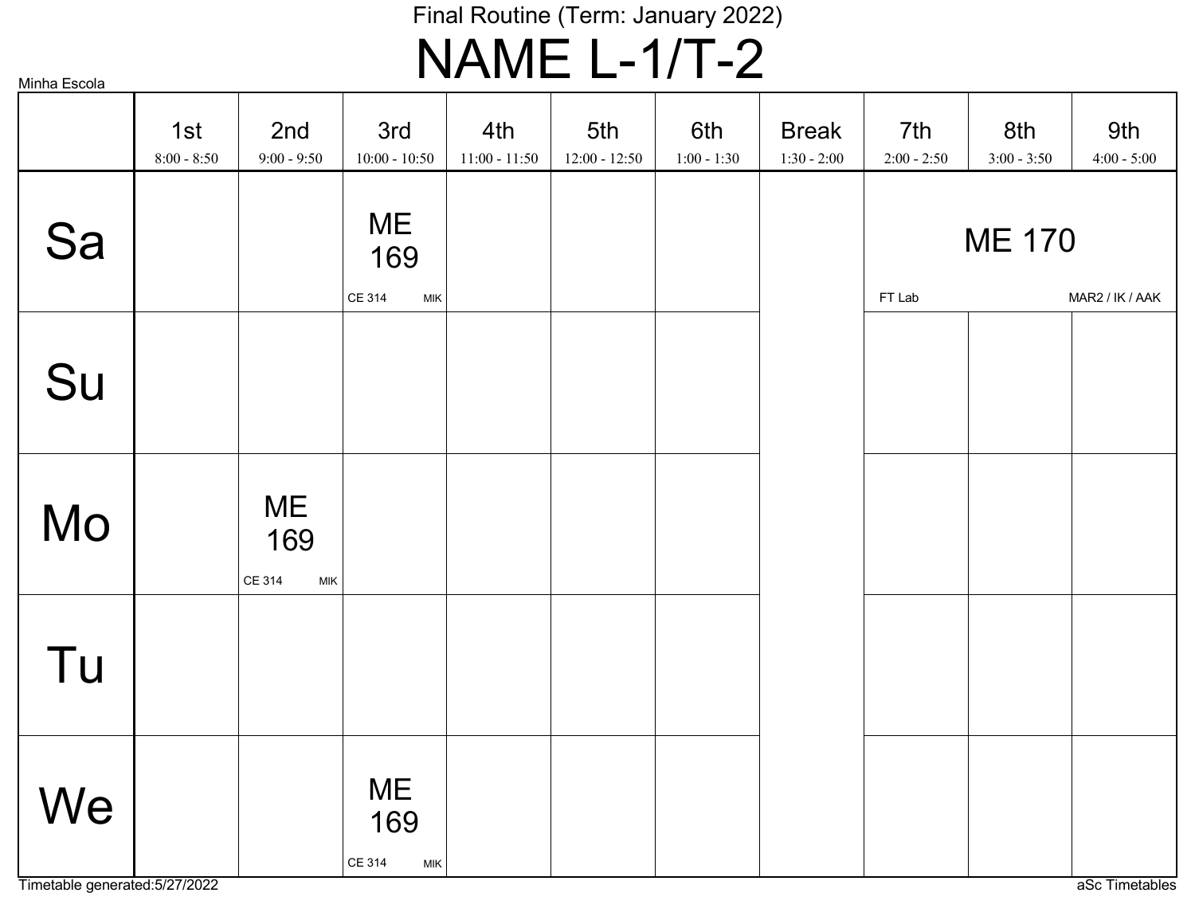Final Routine (Term: January 2022)

# NAME L-1/T-2

Minha Escola

| | 1st 8:00 - 8:50 | 2nd 9:00 - 9:50 | 3rd 10:00 - 10:50 | 4th 11:00 - 11:50 | 5th 12:00 - 12:50 | 6th 1:00 - 1:30 | Break 1:30 - 2:00 | 7th 2:00 - 2:50 | 8th 3:00 - 3:50 | 9th 4:00 - 5:00 |
|---|---|---|---|---|---|---|---|---|---|---|
| Sa | | | ME 169 CE 314 MIK | | | | | ME 170 FT Lab MAR2 / IK / AAK | | |
| Su | | | | | | | | | | |
| Mo | | ME 169 CE 314 MIK | | | | | | | | |
| Tu | | | | | | | | | | |
| We | | | ME 169 CE 314 MIK | | | | | | | |

Timetable generated:5/27/2022

aSc Timetables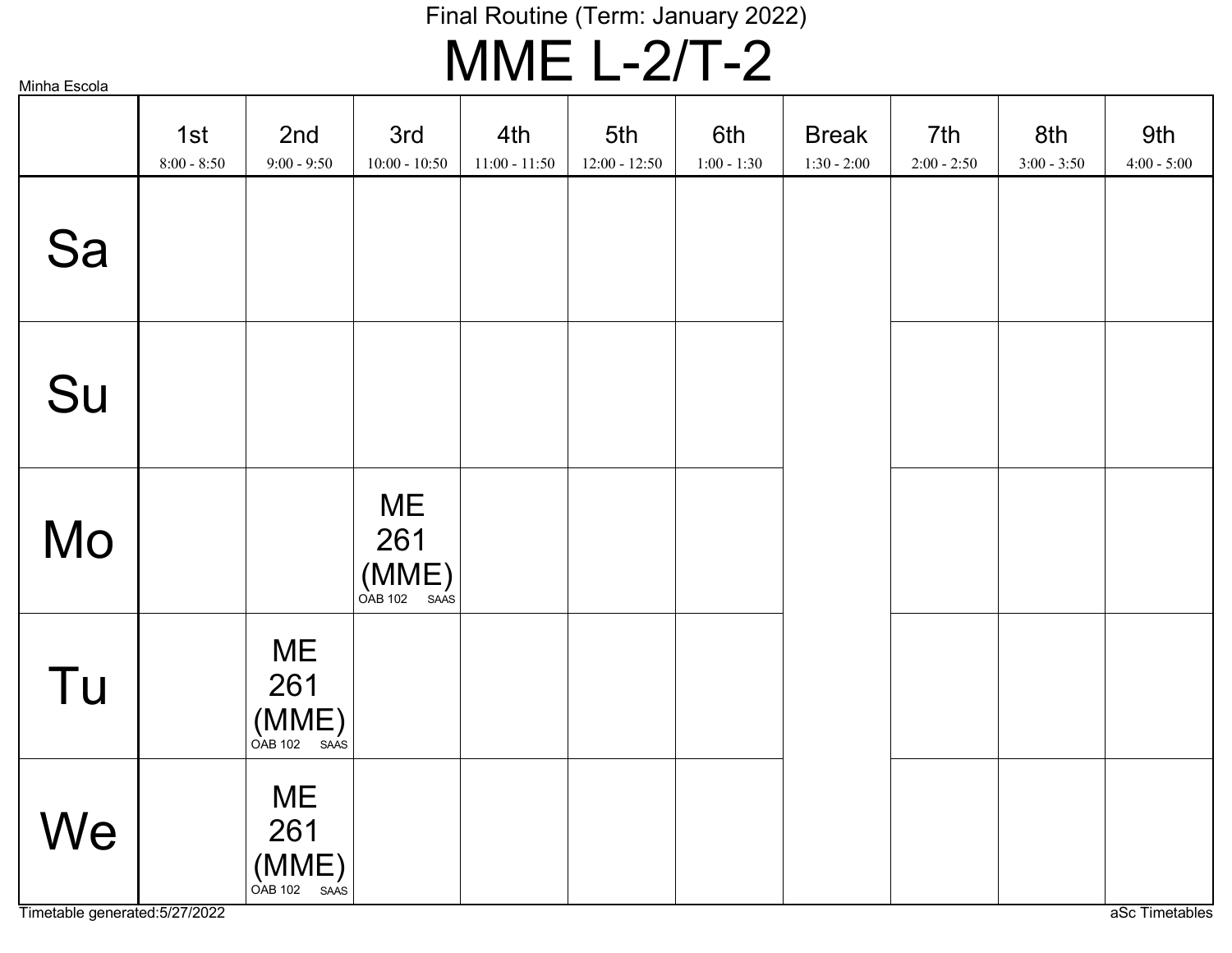Final Routine (Term: January 2022)

# MME L-2/T-2

Minha Escola

| | 1st<br>8:00 - 8:50 | 2nd<br>9:00 - 9:50 | 3rd<br>10:00 - 10:50 | 4th<br>11:00 - 11:50 | 5th<br>12:00 - 12:50 | 6th<br>1:00 - 1:30 | Break<br>1:30 - 2:00 | 7th<br>2:00 - 2:50 | 8th<br>3:00 - 3:50 | 9th<br>4:00 - 5:00 |
|---|---|---|---|---|---|---|---|---|---|---|
| Sa | | | | | | | | | | |
| Su | | | | | | | | | | |
| Mo | | | ME 261 (MME)<br>OAB 102 SAAS | | | | | | | |
| Tu | | ME 261 (MME)<br>OAB 102 SAAS | | | | | | | | |
| We | | ME 261 (MME)<br>OAB 102 SAAS | | | | | | | | |

Timetable generated:5/27/2022

aSc Timetables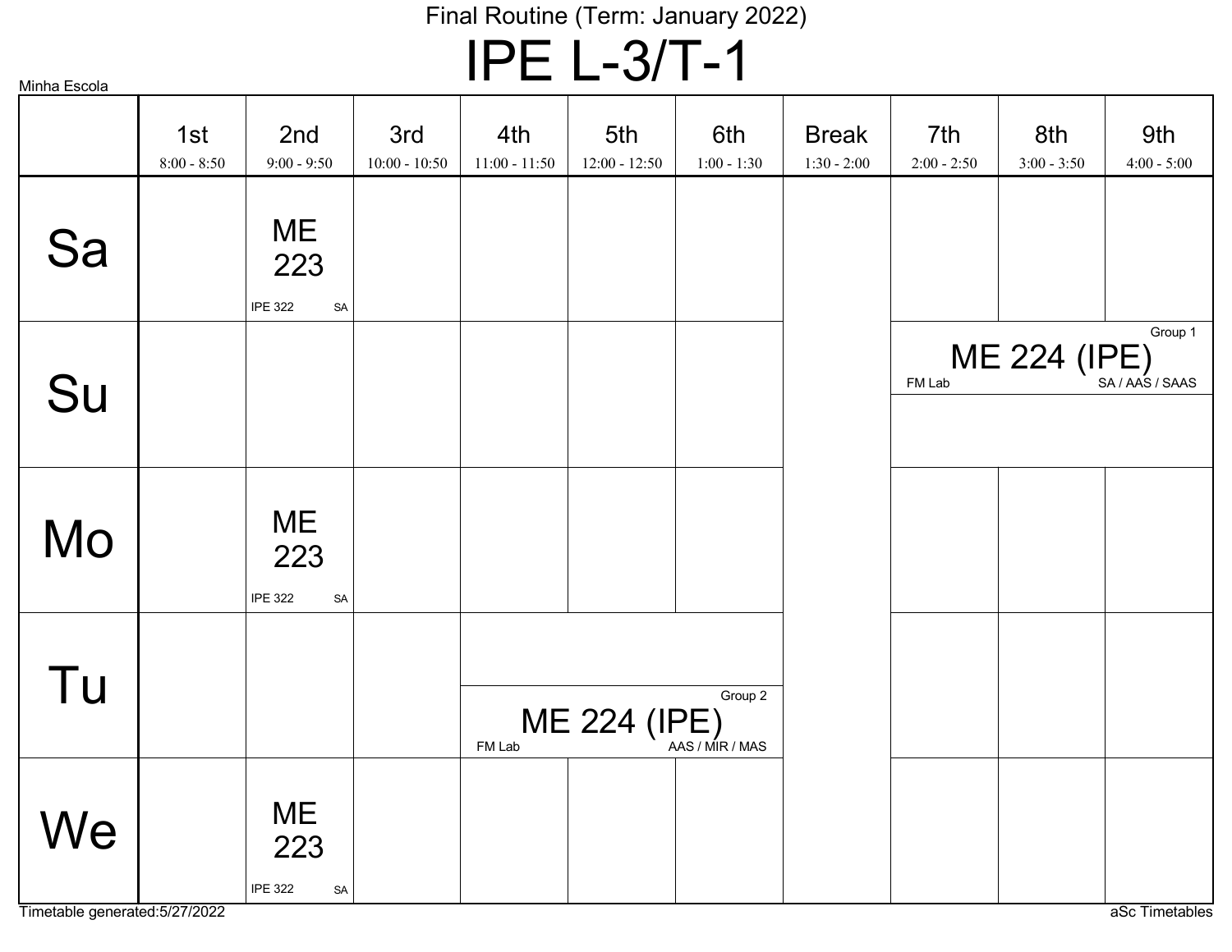Final Routine (Term: January 2022)

# IPE L-3/T-1

Minha Escola

| | 1st 8:00 - 8:50 | 2nd 9:00 - 9:50 | 3rd 10:00 - 10:50 | 4th 11:00 - 11:50 | 5th 12:00 - 12:50 | 6th 1:00 - 1:30 | Break 1:30 - 2:00 | 7th 2:00 - 2:50 | 8th 3:00 - 3:50 | 9th 4:00 - 5:00 |
|---|---|---|---|---|---|---|---|---|---|---|
| Sa | | ME 223 IPE 322 SA | | | | | | | | |
| Su | | | | | | | | Group 1 ME 224 (IPE) FM Lab SA / AAS / SAAS | | |
| Mo | | ME 223 IPE 322 SA | | | | | | | | |
| Tu | | | | Group 2 ME 224 (IPE) FM Lab AAS / MIR / MAS | | | | | | |
| We | | ME 223 IPE 322 SA | | | | | | | | |

Timetable generated:5/27/2022

aSc Timetables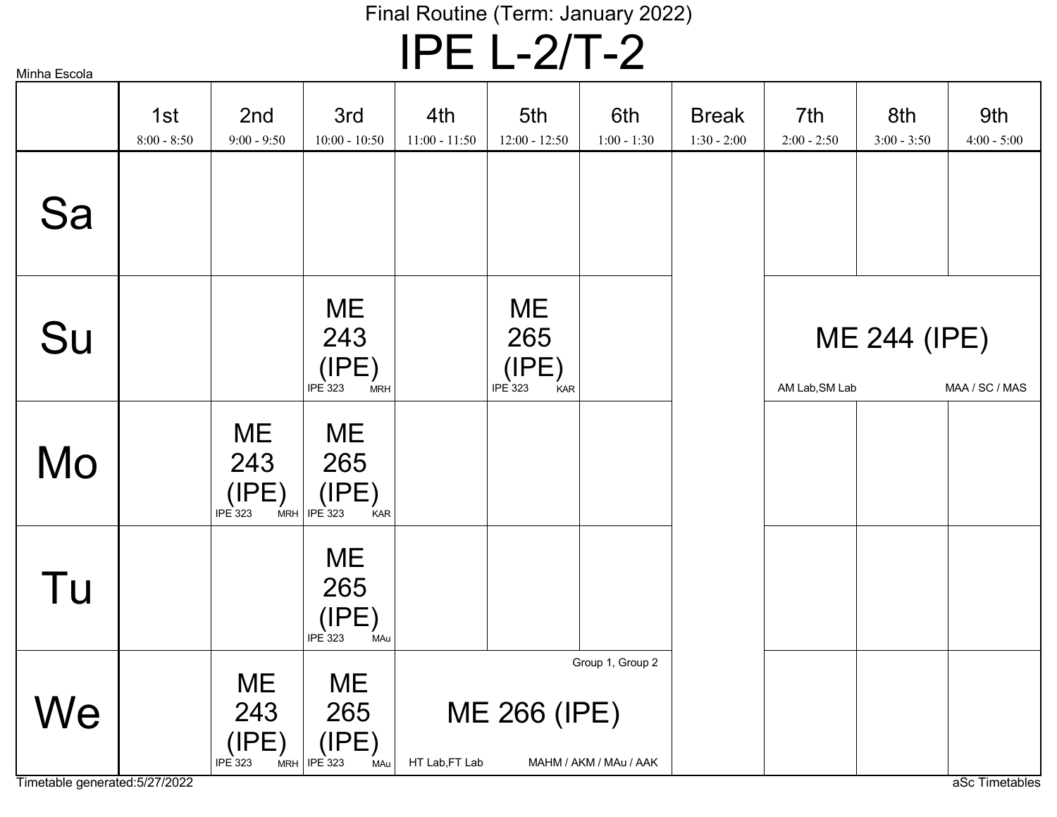Final Routine (Term: January 2022)

# IPE L-2/T-2

Minha Escola

| | 1st 8:00 - 8:50 | 2nd 9:00 - 9:50 | 3rd 10:00 - 10:50 | 4th 11:00 - 11:50 | 5th 12:00 - 12:50 | 6th 1:00 - 1:30 | Break 1:30 - 2:00 | 7th 2:00 - 2:50 | 8th 3:00 - 3:50 | 9th 4:00 - 5:00 |
|---|---|---|---|---|---|---|---|---|---|---|
| Sa | | | | | | | | | | |
| Su | | | ME 243 (IPE) IPE 323 MRH | | ME 265 (IPE) IPE 323 KAR | | | ME 244 (IPE) AM Lab,SM Lab MAA / SC / MAS | | |
| Mo | | ME 243 (IPE) IPE 323 MRH | ME 265 (IPE) IPE 323 KAR | | | | | | | |
| Tu | | | ME 265 (IPE) IPE 323 MAu | | | | | | | |
| We | | ME 243 (IPE) IPE 323 MRH | ME 265 (IPE) IPE 323 MAu | ME 266 (IPE) Group 1, Group 2 HT Lab,FT Lab MAHM / AKM / MAu / AAK | | | | | | |

Timetable generated:5/27/2022

aSc Timetables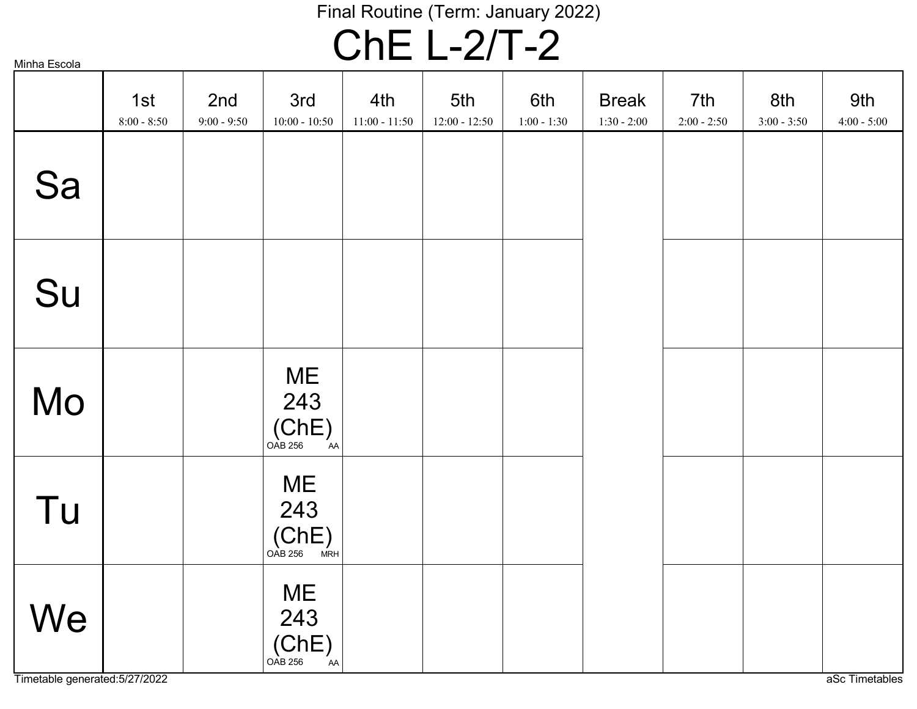Final Routine (Term: January 2022)

# ChE L-2/T-2

Minha Escola

| | 1st 8:00 - 8:50 | 2nd 9:00 - 9:50 | 3rd 10:00 - 10:50 | 4th 11:00 - 11:50 | 5th 12:00 - 12:50 | 6th 1:00 - 1:30 | Break 1:30 - 2:00 | 7th 2:00 - 2:50 | 8th 3:00 - 3:50 | 9th 4:00 - 5:00 |
|---|---|---|---|---|---|---|---|---|---|---|
| Sa | | | | | | | | | | |
| Su | | | | | | | | | | |
| Mo | | | ME 243 (ChE) OAB 256 AA | | | | | | | |
| Tu | | | ME 243 (ChE) OAB 256 MRH | | | | | | | |
| We | | | ME 243 (ChE) OAB 256 AA | | | | | | | |

Timetable generated:5/27/2022

aSc Timetables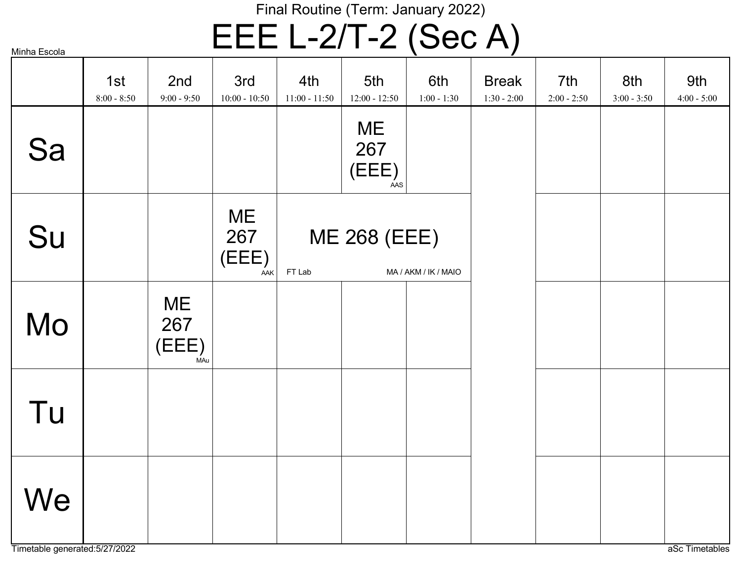Final Routine (Term: January 2022)

# EEE L-2/T-2 (Sec A)

Minha Escola

| | 1st 8:00 - 8:50 | 2nd 9:00 - 9:50 | 3rd 10:00 - 10:50 | 4th 11:00 - 11:50 | 5th 12:00 - 12:50 | 6th 1:00 - 1:30 | Break 1:30 - 2:00 | 7th 2:00 - 2:50 | 8th 3:00 - 3:50 | 9th 4:00 - 5:00 |
|---|---|---|---|---|---|---|---|---|---|---|
| Sa | | | | | ME 267 (EEE) AAS | | | | | |
| Su | | | ME 267 (EEE) AAK | ME 268 (EEE) FT Lab MA / AKM / IK / MAIO | | | | | | |
| Mo | | ME 267 (EEE) MAu | | | | | | | | |
| Tu | | | | | | | | | | |
| We | | | | | | | | | | |

Timetable generated:5/27/2022

aSc Timetables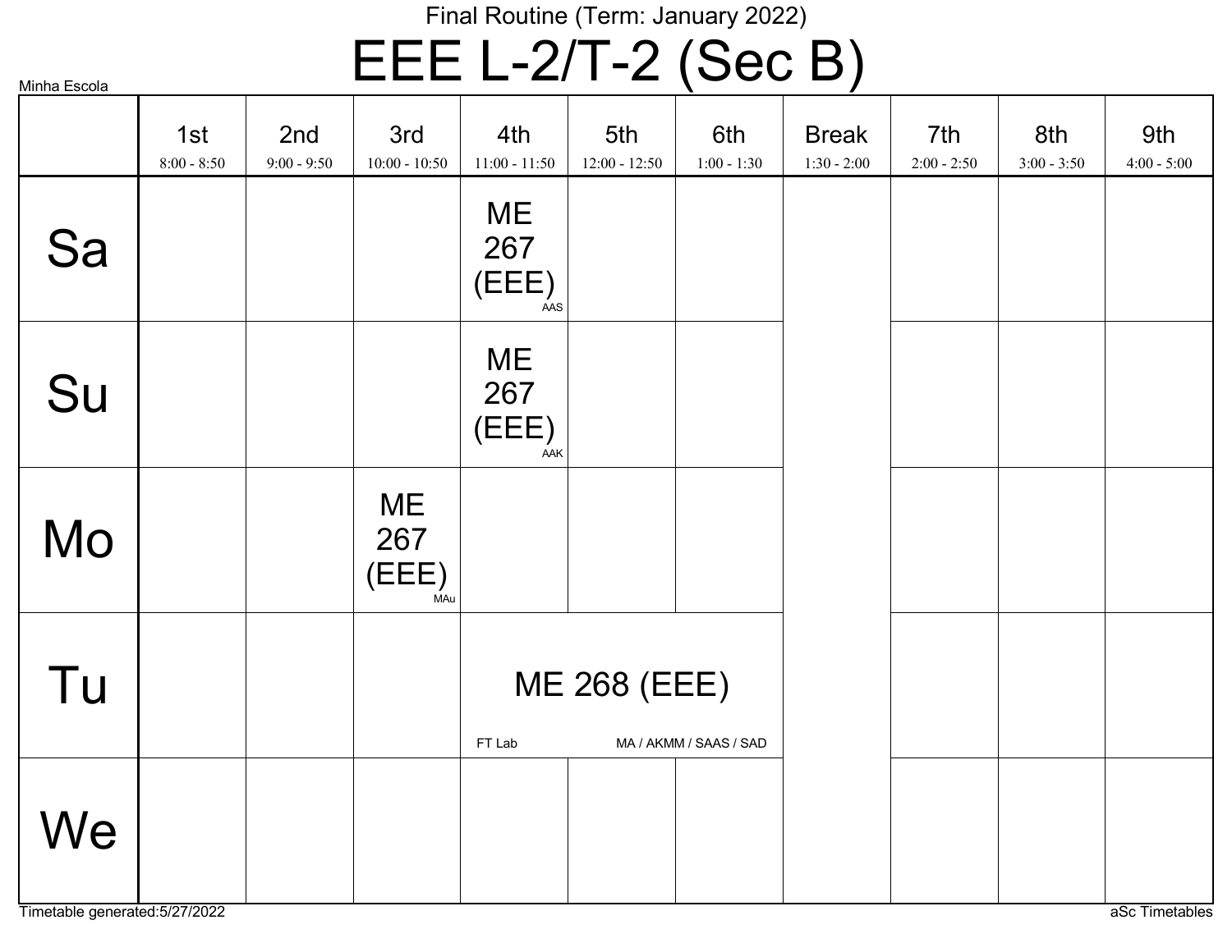Final Routine (Term: January 2022)

# EEE L-2/T-2 (Sec B)

Minha Escola

| | 1st 8:00 - 8:50 | 2nd 9:00 - 9:50 | 3rd 10:00 - 10:50 | 4th 11:00 - 11:50 | 5th 12:00 - 12:50 | 6th 1:00 - 1:30 | Break 1:30 - 2:00 | 7th 2:00 - 2:50 | 8th 3:00 - 3:50 | 9th 4:00 - 5:00 |
|---|---|---|---|---|---|---|---|---|---|---|
| Sa | | | | ME 267 (EEE) AAS | | | | | | |
| Su | | | | ME 267 (EEE) AAK | | | | | | |
| Mo | | | ME 267 (EEE) MAu | | | | | | | |
| Tu | | | | ME 268 (EEE) FT Lab MA / AKMM / SAAS / SAD | | | | | | |
| We | | | | | | | | | | |

Timetable generated:5/27/2022

aSc Timetables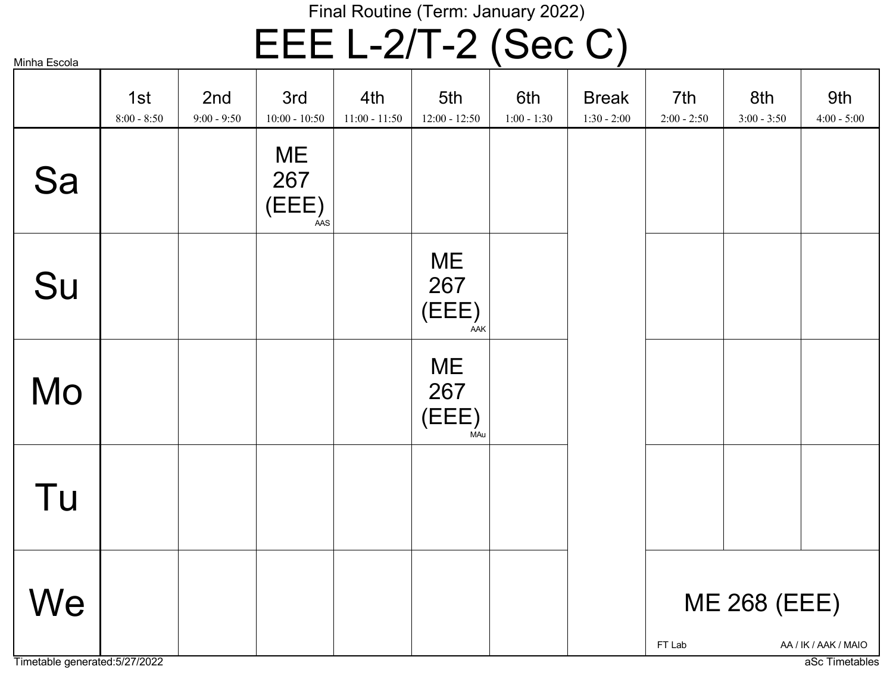Final Routine (Term: January 2022)

# EEE L-2/T-2 (Sec C)

Minha Escola

| | 1st 8:00 - 8:50 | 2nd 9:00 - 9:50 | 3rd 10:00 - 10:50 | 4th 11:00 - 11:50 | 5th 12:00 - 12:50 | 6th 1:00 - 1:30 | Break 1:30 - 2:00 | 7th 2:00 - 2:50 | 8th 3:00 - 3:50 | 9th 4:00 - 5:00 |
|---|---|---|---|---|---|---|---|---|---|---|
| Sa | | | ME 267 (EEE) AAS | | | | | | | |
| Su | | | | | ME 267 (EEE) AAK | | | | | |
| Mo | | | | | ME 267 (EEE) MAu | | | | | |
| Tu | | | | | | | | | | |
| We | | | | | | | | ME 268 (EEE) FT Lab AA / IK / AAK / MAIO | | |

Timetable generated:5/27/2022

aSc Timetables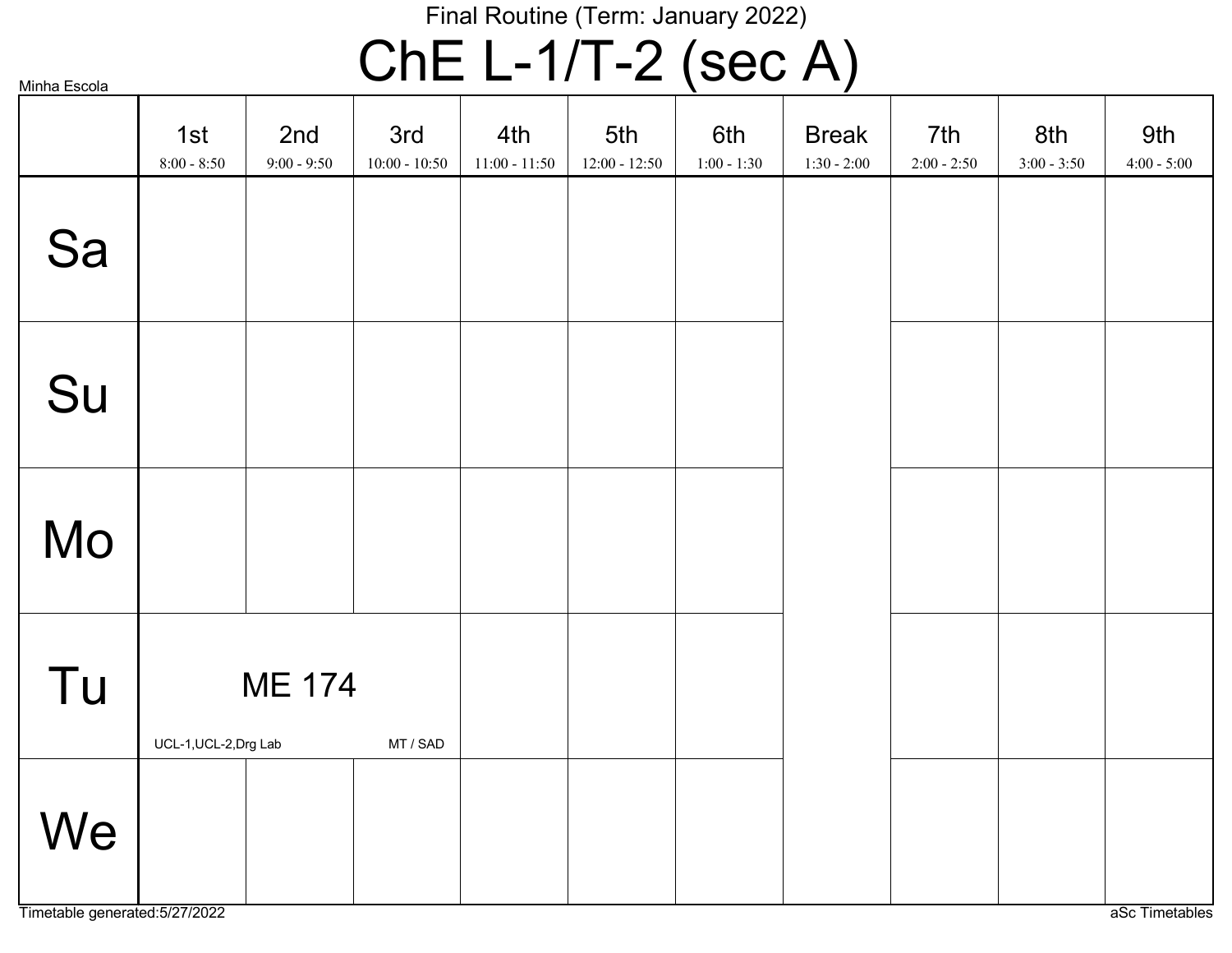Final Routine (Term: January 2022)

# ChE L-1/T-2 (sec A)

Minha Escola

| | 1st 8:00 - 8:50 | 2nd 9:00 - 9:50 | 3rd 10:00 - 10:50 | 4th 11:00 - 11:50 | 5th 12:00 - 12:50 | 6th 1:00 - 1:30 | Break 1:30 - 2:00 | 7th 2:00 - 2:50 | 8th 3:00 - 3:50 | 9th 4:00 - 5:00 |
|---|---|---|---|---|---|---|---|---|---|---|
| Sa | | | | | | | | | | |
| Su | | | | | | | | | | |
| Mo | | | | | | | | | | |
| Tu | ME 174 UCL-1,UCL-2,Drg Lab MT / SAD | | | | | | | | | |
| We | | | | | | | | | | |

Timetable generated:5/27/2022

aSc Timetables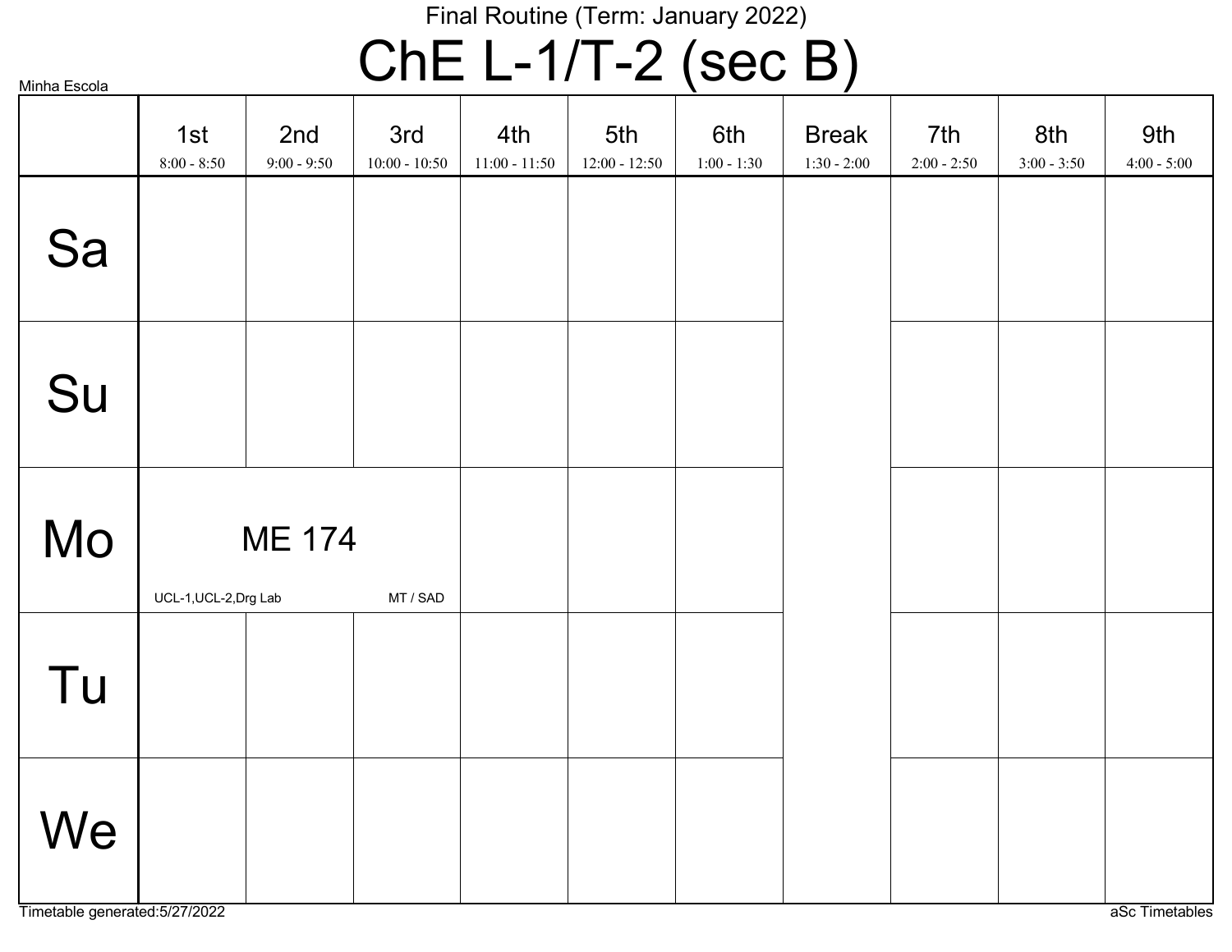Final Routine (Term: January 2022)

# ChE L-1/T-2 (sec B)

Minha Escola

| | 1st 8:00 - 8:50 | 2nd 9:00 - 9:50 | 3rd 10:00 - 10:50 | 4th 11:00 - 11:50 | 5th 12:00 - 12:50 | 6th 1:00 - 1:30 | Break 1:30 - 2:00 | 7th 2:00 - 2:50 | 8th 3:00 - 3:50 | 9th 4:00 - 5:00 |
|---|---|---|---|---|---|---|---|---|---|---|
| Sa | | | | | | | | | | |
| Su | | | | | | | | | | |
| Mo | ME 174 UCL-1,UCL-2,Drg Lab MT / SAD | | | | | | | | | |
| Tu | | | | | | | | | | |
| We | | | | | | | | | | |

Timetable generated:5/27/2022

aSc Timetables